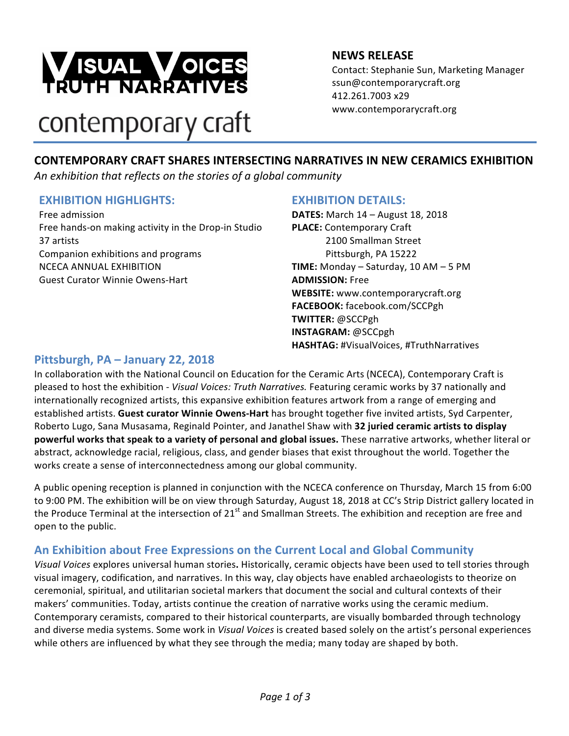# VISUAL VOICES TRUTH NARRATIVES

contemporary craft

**NEWS RELEASE**
Contact: Stephanie Sun, Marketing Manager
ssun@contemporarycraft.org
412.261.7003 x29
www.contemporarycraft.org

## CONTEMPORARY CRAFT SHARES INTERSECTING NARRATIVES IN NEW CERAMICS EXHIBITION

*An exhibition that reflects on the stories of a global community*

### EXHIBITION HIGHLIGHTS:

Free admission
Free hands-on making activity in the Drop-in Studio
37 artists
Companion exhibitions and programs
NCECA ANNUAL EXHIBITION
Guest Curator Winnie Owens-Hart

### EXHIBITION DETAILS:

**DATES:** March 14 – August 18, 2018
**PLACE:** Contemporary Craft
2100 Smallman Street
Pittsburgh, PA 15222
**TIME:** Monday – Saturday, 10 AM – 5 PM
**ADMISSION:** Free
**WEBSITE:** www.contemporarycraft.org
**FACEBOOK:** facebook.com/SCCPgh
**TWITTER:** @SCCPgh
**INSTAGRAM:** @SCCpgh
**HASHTAG:** #VisualVoices, #TruthNarratives

### Pittsburgh, PA – January 22, 2018

In collaboration with the National Council on Education for the Ceramic Arts (NCECA), Contemporary Craft is pleased to host the exhibition - *Visual Voices: Truth Narratives.* Featuring ceramic works by 37 nationally and internationally recognized artists, this expansive exhibition features artwork from a range of emerging and established artists. **Guest curator Winnie Owens-Hart** has brought together five invited artists, Syd Carpenter, Roberto Lugo, Sana Musasama, Reginald Pointer, and Janathel Shaw with **32 juried ceramic artists to display powerful works that speak to a variety of personal and global issues.** These narrative artworks, whether literal or abstract, acknowledge racial, religious, class, and gender biases that exist throughout the world. Together the works create a sense of interconnectedness among our global community.

A public opening reception is planned in conjunction with the NCECA conference on Thursday, March 15 from 6:00 to 9:00 PM. The exhibition will be on view through Saturday, August 18, 2018 at CC's Strip District gallery located in the Produce Terminal at the intersection of 21st and Smallman Streets. The exhibition and reception are free and open to the public.

### An Exhibition about Free Expressions on the Current Local and Global Community

*Visual Voices* explores universal human stories**.** Historically, ceramic objects have been used to tell stories through visual imagery, codification, and narratives. In this way, clay objects have enabled archaeologists to theorize on ceremonial, spiritual, and utilitarian societal markers that document the social and cultural contexts of their makers' communities. Today, artists continue the creation of narrative works using the ceramic medium. Contemporary ceramists, compared to their historical counterparts, are visually bombarded through technology and diverse media systems. Some work in *Visual Voices* is created based solely on the artist's personal experiences while others are influenced by what they see through the media; many today are shaped by both.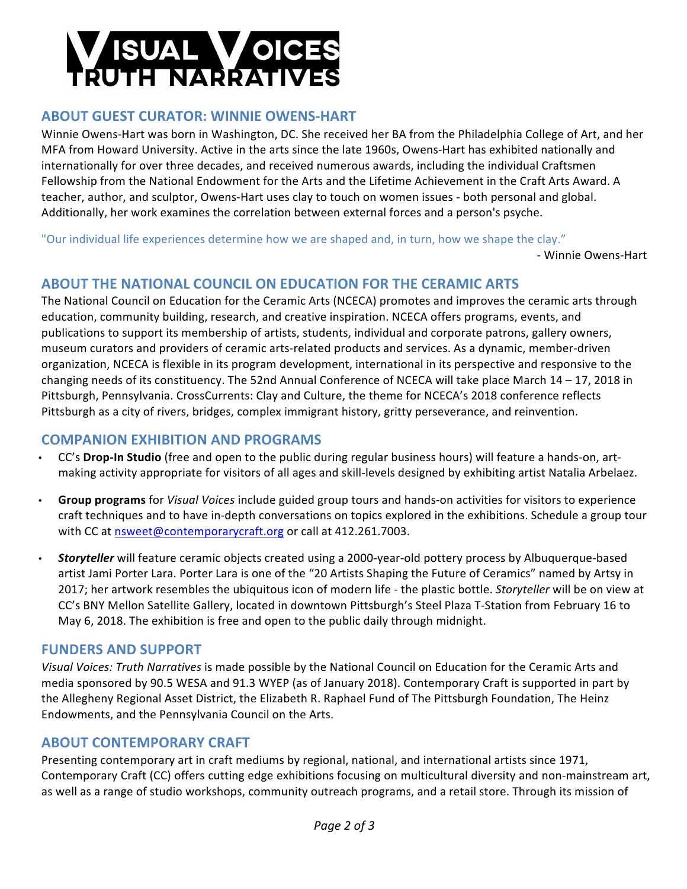# VISUAL VOICES TRUTH NARRATIVES

## ABOUT GUEST CURATOR: WINNIE OWENS-HART

Winnie Owens-Hart was born in Washington, DC. She received her BA from the Philadelphia College of Art, and her MFA from Howard University. Active in the arts since the late 1960s, Owens-Hart has exhibited nationally and internationally for over three decades, and received numerous awards, including the individual Craftsmen Fellowship from the National Endowment for the Arts and the Lifetime Achievement in the Craft Arts Award. A teacher, author, and sculptor, Owens-Hart uses clay to touch on women issues - both personal and global. Additionally, her work examines the correlation between external forces and a person's psyche.

"Our individual life experiences determine how we are shaped and, in turn, how we shape the clay."

- Winnie Owens-Hart

## ABOUT THE NATIONAL COUNCIL ON EDUCATION FOR THE CERAMIC ARTS

The National Council on Education for the Ceramic Arts (NCECA) promotes and improves the ceramic arts through education, community building, research, and creative inspiration. NCECA offers programs, events, and publications to support its membership of artists, students, individual and corporate patrons, gallery owners, museum curators and providers of ceramic arts-related products and services. As a dynamic, member-driven organization, NCECA is flexible in its program development, international in its perspective and responsive to the changing needs of its constituency. The 52nd Annual Conference of NCECA will take place March 14 – 17, 2018 in Pittsburgh, Pennsylvania. CrossCurrents: Clay and Culture, the theme for NCECA's 2018 conference reflects Pittsburgh as a city of rivers, bridges, complex immigrant history, gritty perseverance, and reinvention.

## COMPANION EXHIBITION AND PROGRAMS

- CC's **Drop-In Studio** (free and open to the public during regular business hours) will feature a hands-on, art-making activity appropriate for visitors of all ages and skill-levels designed by exhibiting artist Natalia Arbelaez.
- **Group programs** for *Visual Voices* include guided group tours and hands-on activities for visitors to experience craft techniques and to have in-depth conversations on topics explored in the exhibitions. Schedule a group tour with CC at nsweet@contemporarycraft.org or call at 412.261.7003.
- ***Storyteller*** will feature ceramic objects created using a 2000-year-old pottery process by Albuquerque-based artist Jami Porter Lara. Porter Lara is one of the "20 Artists Shaping the Future of Ceramics" named by Artsy in 2017; her artwork resembles the ubiquitous icon of modern life - the plastic bottle. *Storyteller* will be on view at CC's BNY Mellon Satellite Gallery, located in downtown Pittsburgh's Steel Plaza T-Station from February 16 to May 6, 2018. The exhibition is free and open to the public daily through midnight.

## FUNDERS AND SUPPORT

*Visual Voices: Truth Narratives* is made possible by the National Council on Education for the Ceramic Arts and media sponsored by 90.5 WESA and 91.3 WYEP (as of January 2018). Contemporary Craft is supported in part by the Allegheny Regional Asset District, the Elizabeth R. Raphael Fund of The Pittsburgh Foundation, The Heinz Endowments, and the Pennsylvania Council on the Arts.

## ABOUT CONTEMPORARY CRAFT

Presenting contemporary art in craft mediums by regional, national, and international artists since 1971, Contemporary Craft (CC) offers cutting edge exhibitions focusing on multicultural diversity and non-mainstream art, as well as a range of studio workshops, community outreach programs, and a retail store. Through its mission of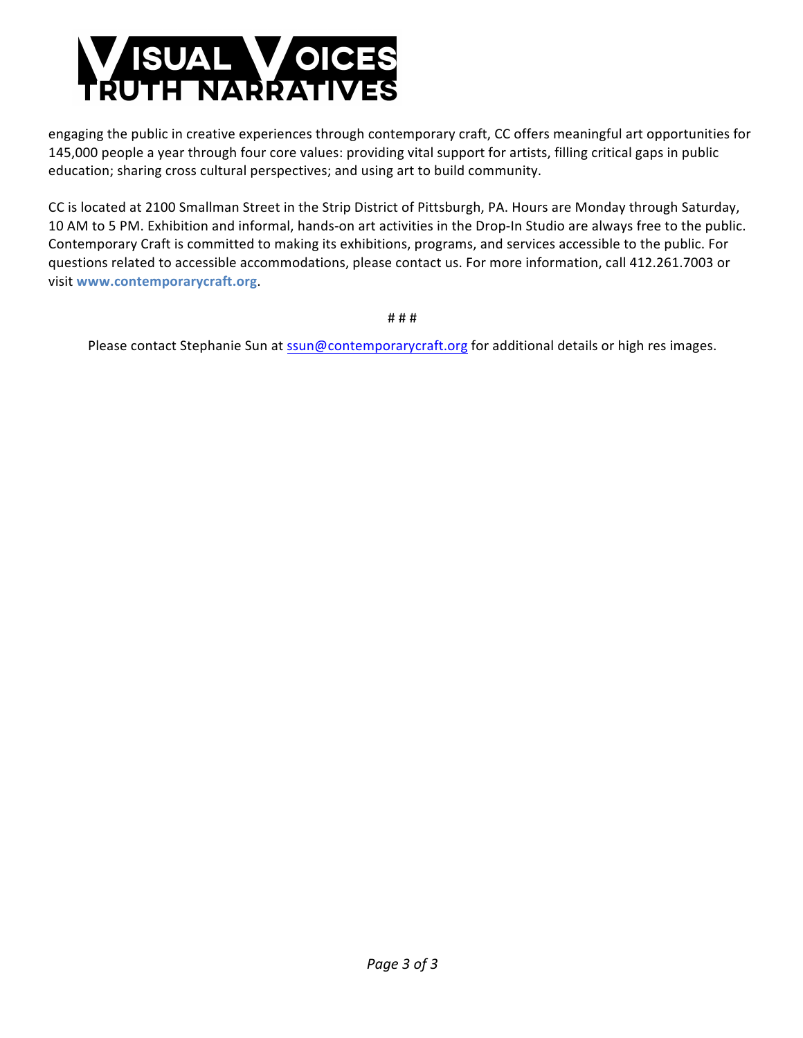engaging the public in creative experiences through contemporary craft, CC offers meaningful art opportunities for 145,000 people a year through four core values: providing vital support for artists, filling critical gaps in public education; sharing cross cultural perspectives; and using art to build community.

CC is located at 2100 Smallman Street in the Strip District of Pittsburgh, PA. Hours are Monday through Saturday, 10 AM to 5 PM. Exhibition and informal, hands-on art activities in the Drop-In Studio are always free to the public. Contemporary Craft is committed to making its exhibitions, programs, and services accessible to the public. For questions related to accessible accommodations, please contact us. For more information, call 412.261.7003 or visit **www.contemporarycraft.org**.

# # #

Please contact Stephanie Sun at ssun@contemporarycraft.org for additional details or high res images.